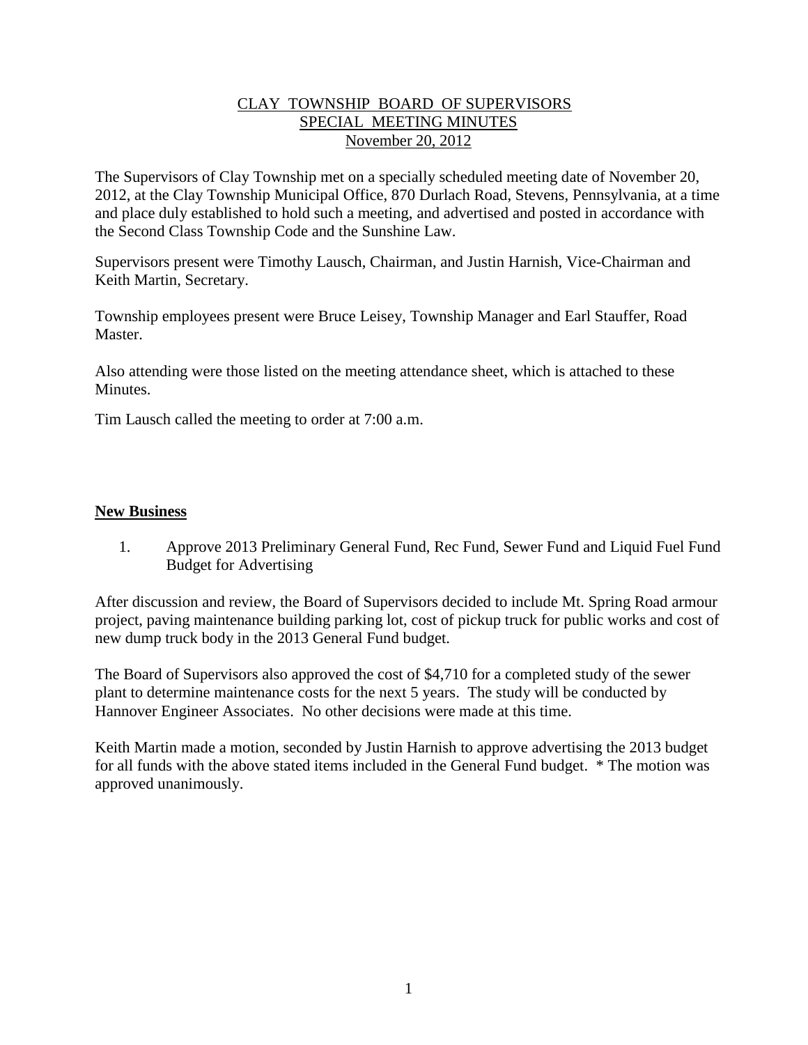# CLAY TOWNSHIP BOARD OF SUPERVISORS
## SPECIAL MEETING MINUTES
### November 20, 2012

The Supervisors of Clay Township met on a specially scheduled meeting date of November 20, 2012, at the Clay Township Municipal Office, 870 Durlach Road, Stevens, Pennsylvania, at a time and place duly established to hold such a meeting, and advertised and posted in accordance with the Second Class Township Code and the Sunshine Law.

Supervisors present were Timothy Lausch, Chairman, and Justin Harnish, Vice-Chairman and Keith Martin, Secretary.

Township employees present were Bruce Leisey, Township Manager and Earl Stauffer, Road Master.

Also attending were those listed on the meeting attendance sheet, which is attached to these Minutes.

Tim Lausch called the meeting to order at 7:00 a.m.

**New Business**

1. Approve 2013 Preliminary General Fund, Rec Fund, Sewer Fund and Liquid Fuel Fund Budget for Advertising

After discussion and review, the Board of Supervisors decided to include Mt. Spring Road armour project, paving maintenance building parking lot, cost of pickup truck for public works and cost of new dump truck body in the 2013 General Fund budget.

The Board of Supervisors also approved the cost of $4,710 for a completed study of the sewer plant to determine maintenance costs for the next 5 years. The study will be conducted by Hannover Engineer Associates. No other decisions were made at this time.

Keith Martin made a motion, seconded by Justin Harnish to approve advertising the 2013 budget for all funds with the above stated items included in the General Fund budget. * The motion was approved unanimously.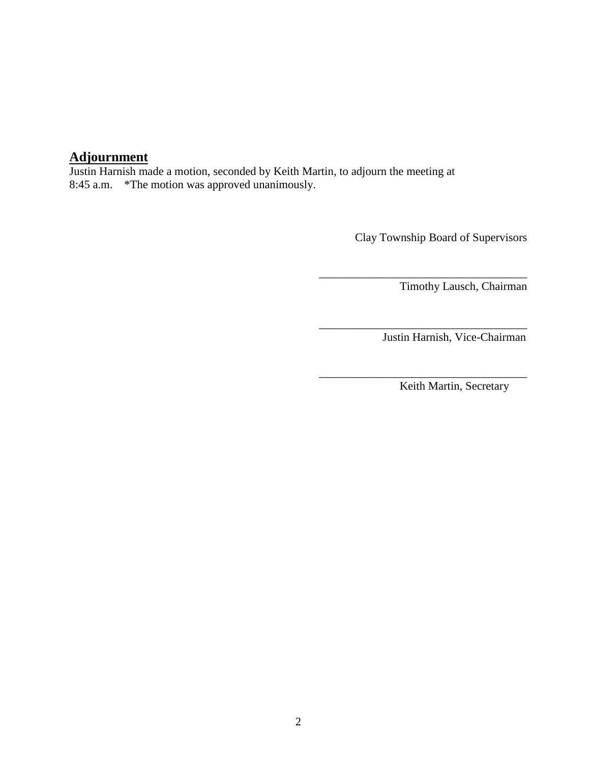## Adjournment

Justin Harnish made a motion, seconded by Keith Martin, to adjourn the meeting at 8:45 a.m. *The motion was approved unanimously.

Clay Township Board of Supervisors

_____________________________________
Timothy Lausch, Chairman

_____________________________________
Justin Harnish, Vice-Chairman

_____________________________________
Keith Martin, Secretary